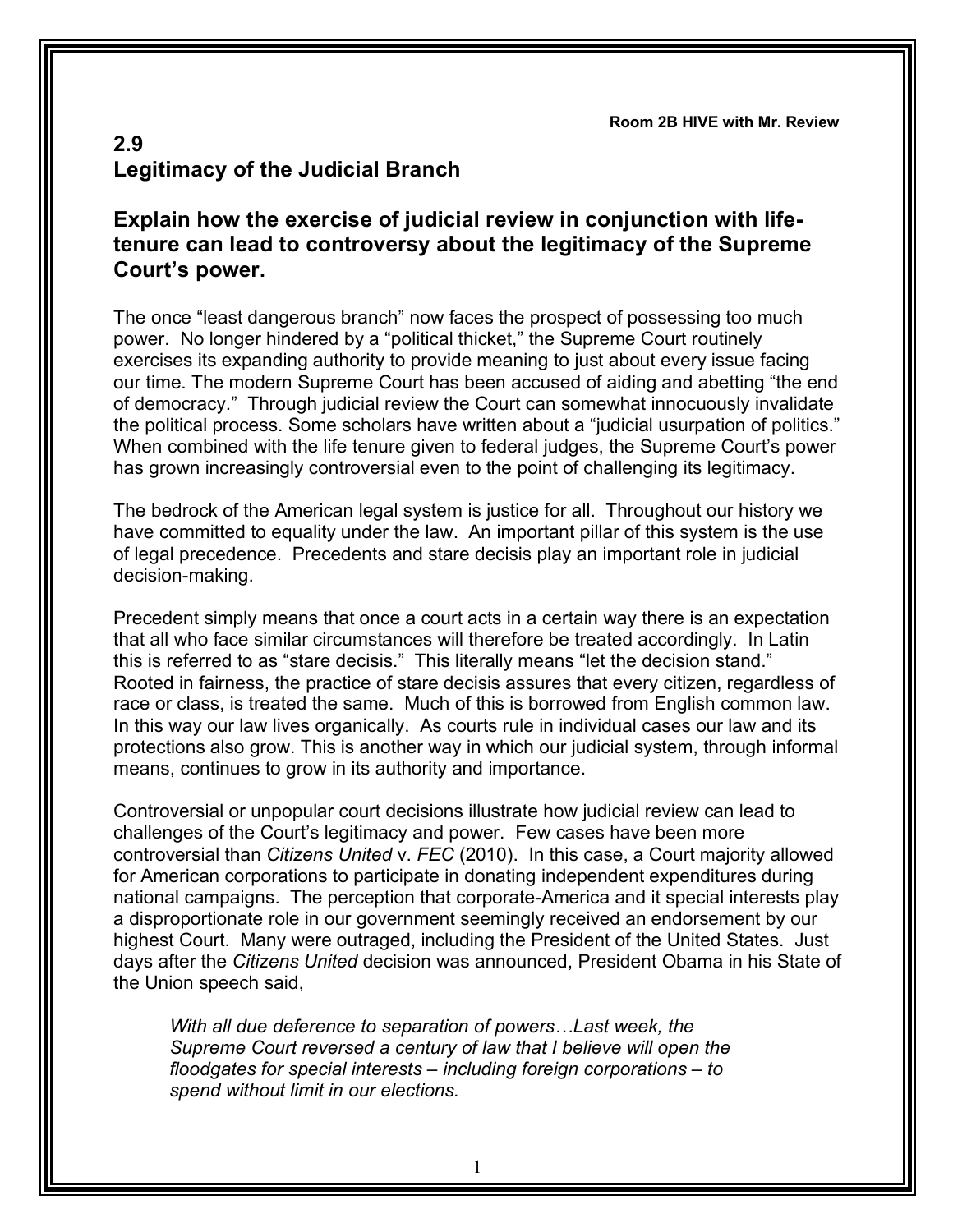Room 2B HIVE with Mr. Review

## 2.9
## Legitimacy of the Judicial Branch

### Explain how the exercise of judicial review in conjunction with life-tenure can lead to controversy about the legitimacy of the Supreme Court's power.

The once "least dangerous branch" now faces the prospect of possessing too much power. No longer hindered by a "political thicket," the Supreme Court routinely exercises its expanding authority to provide meaning to just about every issue facing our time. The modern Supreme Court has been accused of aiding and abetting "the end of democracy." Through judicial review the Court can somewhat innocuously invalidate the political process. Some scholars have written about a "judicial usurpation of politics." When combined with the life tenure given to federal judges, the Supreme Court's power has grown increasingly controversial even to the point of challenging its legitimacy.

The bedrock of the American legal system is justice for all. Throughout our history we have committed to equality under the law. An important pillar of this system is the use of legal precedence. Precedents and stare decisis play an important role in judicial decision-making.

Precedent simply means that once a court acts in a certain way there is an expectation that all who face similar circumstances will therefore be treated accordingly. In Latin this is referred to as "stare decisis." This literally means "let the decision stand." Rooted in fairness, the practice of stare decisis assures that every citizen, regardless of race or class, is treated the same. Much of this is borrowed from English common law. In this way our law lives organically. As courts rule in individual cases our law and its protections also grow. This is another way in which our judicial system, through informal means, continues to grow in its authority and importance.

Controversial or unpopular court decisions illustrate how judicial review can lead to challenges of the Court's legitimacy and power. Few cases have been more controversial than *Citizens United* v. *FEC* (2010). In this case, a Court majority allowed for American corporations to participate in donating independent expenditures during national campaigns. The perception that corporate-America and it special interests play a disproportionate role in our government seemingly received an endorsement by our highest Court. Many were outraged, including the President of the United States. Just days after the *Citizens United* decision was announced, President Obama in his State of the Union speech said,

> *With all due deference to separation of powers…Last week, the Supreme Court reversed a century of law that I believe will open the floodgates for special interests – including foreign corporations – to spend without limit in our elections.*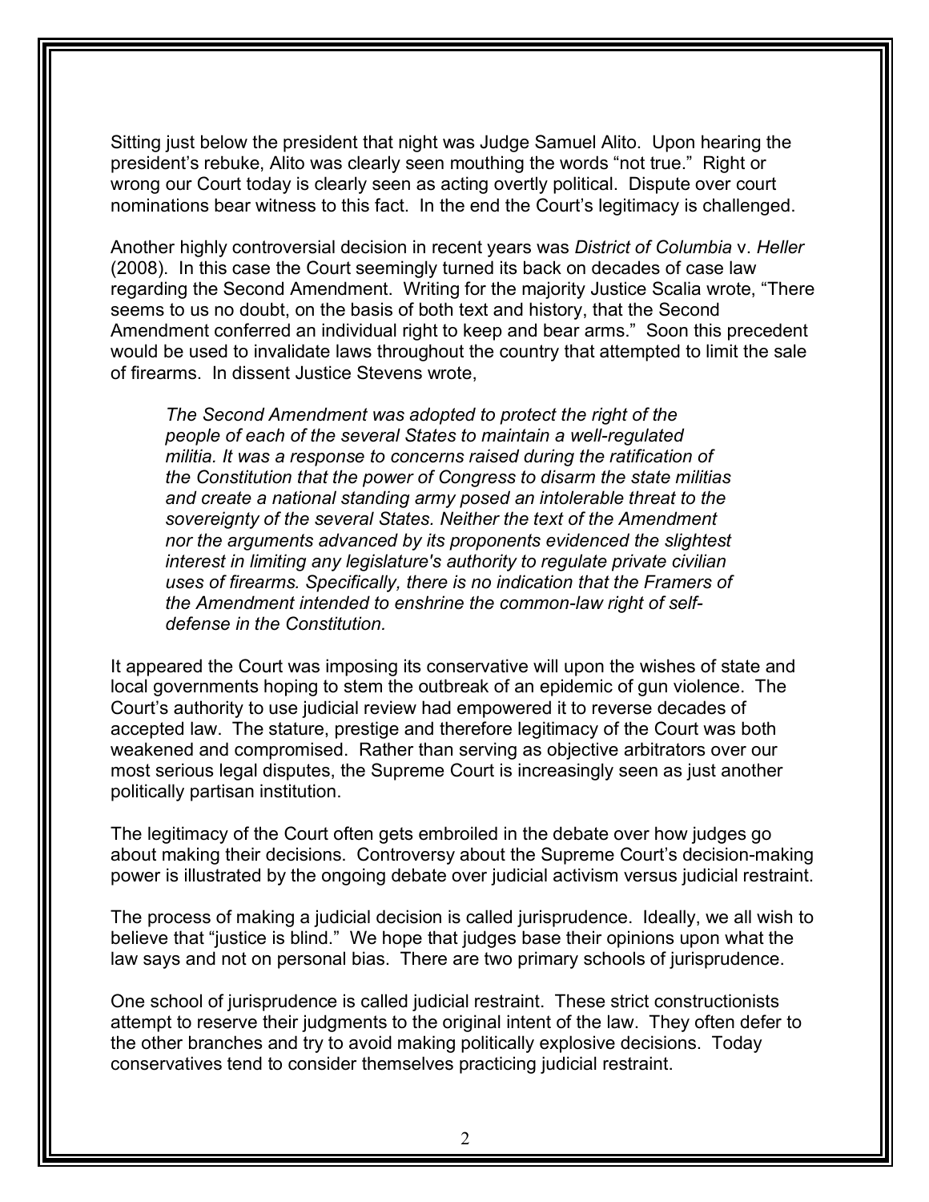Sitting just below the president that night was Judge Samuel Alito. Upon hearing the president's rebuke, Alito was clearly seen mouthing the words "not true." Right or wrong our Court today is clearly seen as acting overtly political. Dispute over court nominations bear witness to this fact. In the end the Court's legitimacy is challenged.

Another highly controversial decision in recent years was *District of Columbia* v. *Heller* (2008). In this case the Court seemingly turned its back on decades of case law regarding the Second Amendment. Writing for the majority Justice Scalia wrote, "There seems to us no doubt, on the basis of both text and history, that the Second Amendment conferred an individual right to keep and bear arms." Soon this precedent would be used to invalidate laws throughout the country that attempted to limit the sale of firearms. In dissent Justice Stevens wrote,

> *The Second Amendment was adopted to protect the right of the people of each of the several States to maintain a well-regulated militia. It was a response to concerns raised during the ratification of the Constitution that the power of Congress to disarm the state militias and create a national standing army posed an intolerable threat to the sovereignty of the several States. Neither the text of the Amendment nor the arguments advanced by its proponents evidenced the slightest interest in limiting any legislature's authority to regulate private civilian uses of firearms. Specifically, there is no indication that the Framers of the Amendment intended to enshrine the common-law right of self-defense in the Constitution.*

It appeared the Court was imposing its conservative will upon the wishes of state and local governments hoping to stem the outbreak of an epidemic of gun violence. The Court's authority to use judicial review had empowered it to reverse decades of accepted law. The stature, prestige and therefore legitimacy of the Court was both weakened and compromised. Rather than serving as objective arbitrators over our most serious legal disputes, the Supreme Court is increasingly seen as just another politically partisan institution.

The legitimacy of the Court often gets embroiled in the debate over how judges go about making their decisions. Controversy about the Supreme Court's decision-making power is illustrated by the ongoing debate over judicial activism versus judicial restraint.

The process of making a judicial decision is called jurisprudence. Ideally, we all wish to believe that "justice is blind." We hope that judges base their opinions upon what the law says and not on personal bias. There are two primary schools of jurisprudence.

One school of jurisprudence is called judicial restraint. These strict constructionists attempt to reserve their judgments to the original intent of the law. They often defer to the other branches and try to avoid making politically explosive decisions. Today conservatives tend to consider themselves practicing judicial restraint.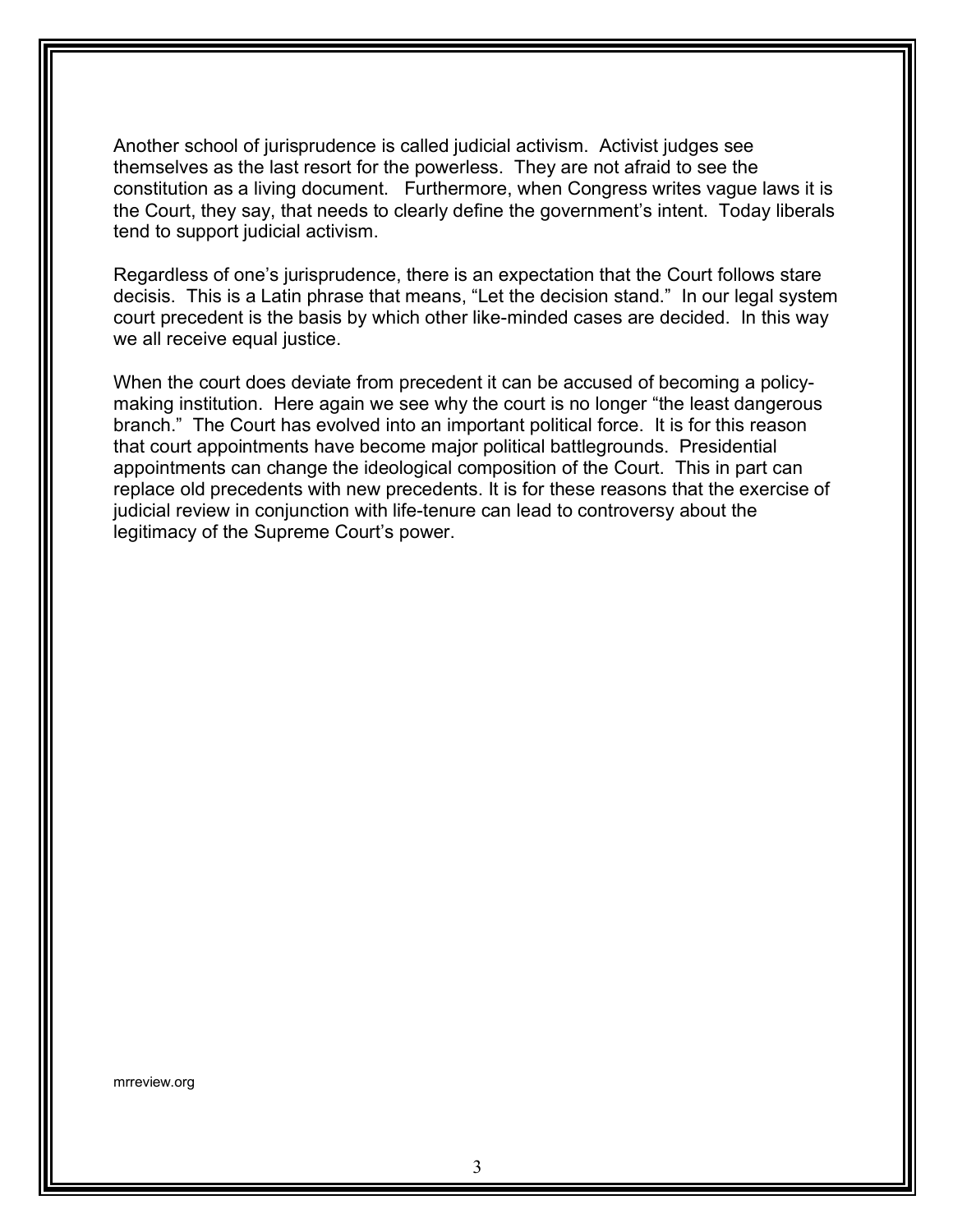Another school of jurisprudence is called judicial activism. Activist judges see themselves as the last resort for the powerless. They are not afraid to see the constitution as a living document. Furthermore, when Congress writes vague laws it is the Court, they say, that needs to clearly define the government's intent. Today liberals tend to support judicial activism.

Regardless of one's jurisprudence, there is an expectation that the Court follows stare decisis. This is a Latin phrase that means, "Let the decision stand." In our legal system court precedent is the basis by which other like-minded cases are decided. In this way we all receive equal justice.

When the court does deviate from precedent it can be accused of becoming a policy-making institution. Here again we see why the court is no longer "the least dangerous branch." The Court has evolved into an important political force. It is for this reason that court appointments have become major political battlegrounds. Presidential appointments can change the ideological composition of the Court. This in part can replace old precedents with new precedents. It is for these reasons that the exercise of judicial review in conjunction with life-tenure can lead to controversy about the legitimacy of the Supreme Court's power.

mrreview.org